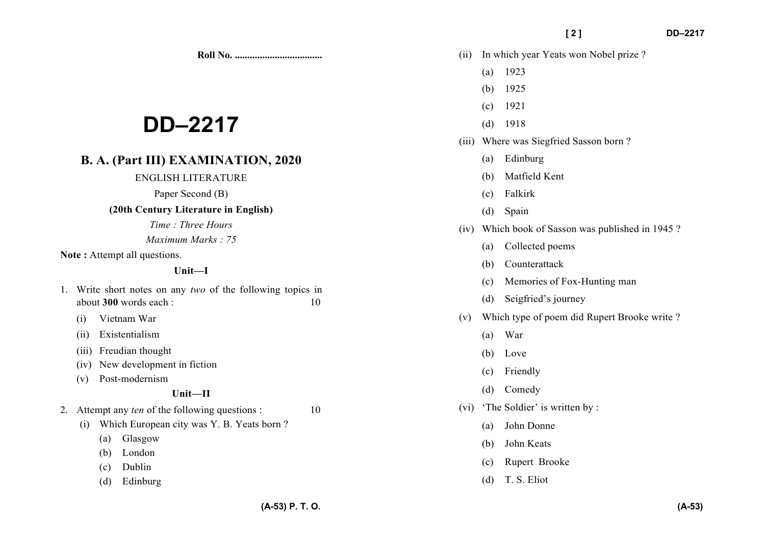Roll No. ...................................

# DD–2217

## B. A. (Part III) EXAMINATION, 2020

ENGLISH LITERATURE

Paper Second (B)

**(20th Century Literature in English)**

*Time : Three Hours*

*Maximum Marks : 75*

**Note :** Attempt all questions.

### Unit—I

1. Write short notes on any *two* of the following topics in about **300** words each : 10

   (i) Vietnam War

   (ii) Existentialism

   (iii) Freudian thought

   (iv) New development in fiction

   (v) Post-modernism

### Unit—II

2. Attempt any *ten* of the following questions : 10

   (i) Which European city was Y. B. Yeats born ?

   (a) Glasgow

   (b) London

   (c) Dublin

   (d) Edinburg

   (ii) In which year Yeats won Nobel prize ?

   (a) 1923

   (b) 1925

   (c) 1921

   (d) 1918

   (iii) Where was Siegfried Sasson born ?

   (a) Edinburg

   (b) Matfield Kent

   (c) Falkirk

   (d) Spain

   (iv) Which book of Sasson was published in 1945 ?

   (a) Collected poems

   (b) Counterattack

   (c) Memories of Fox-Hunting man

   (d) Seigfried's journey

   (v) Which type of poem did Rupert Brooke write ?

   (a) War

   (b) Love

   (c) Friendly

   (d) Comedy

   (vi) 'The Soldier' is written by :

   (a) John Donne

   (b) John Keats

   (c) Rupert Brooke

   (d) T. S. Eliot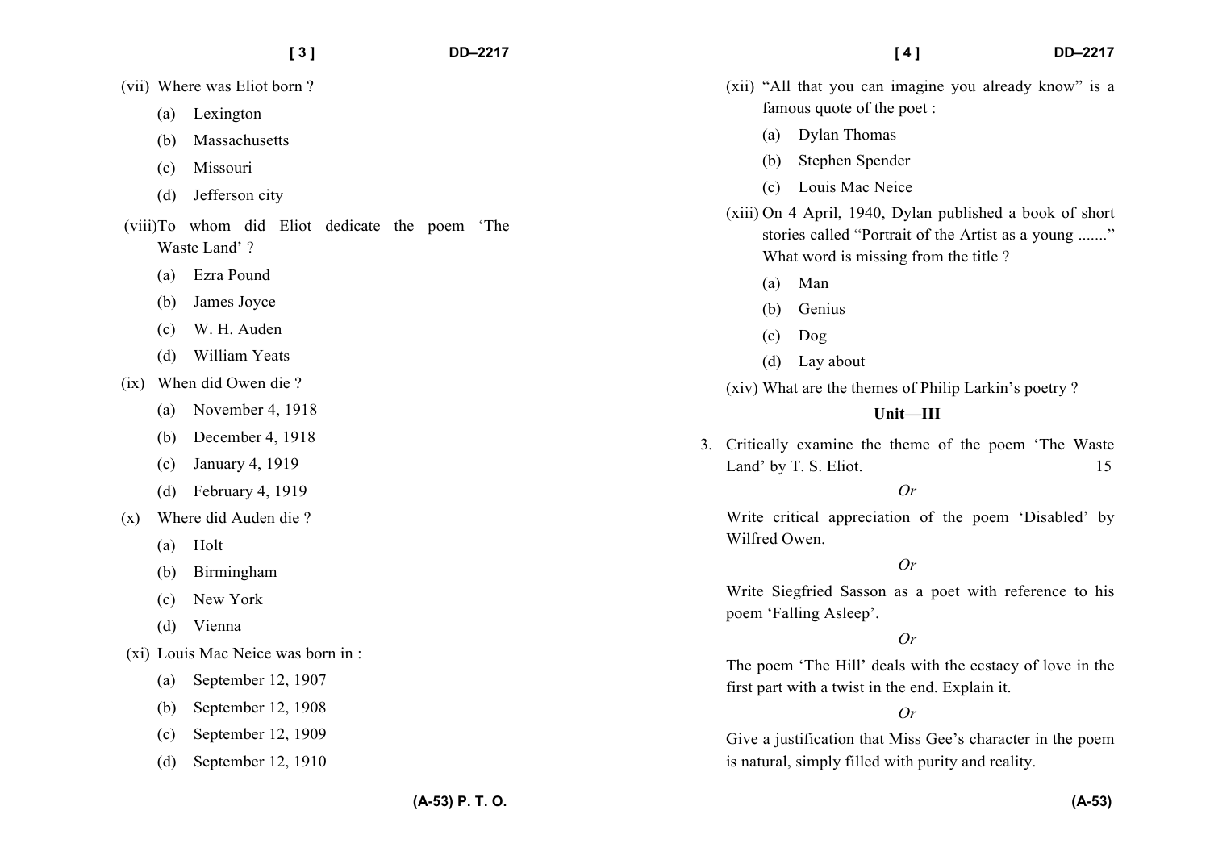(vii) Where was Eliot born ?

(a) Lexington

(b) Massachusetts

(c) Missouri

(d) Jefferson city

(viii) To whom did Eliot dedicate the poem 'The Waste Land' ?

(a) Ezra Pound

(b) James Joyce

(c) W. H. Auden

(d) William Yeats

(ix) When did Owen die ?

(a) November 4, 1918

(b) December 4, 1918

(c) January 4, 1919

(d) February 4, 1919

(x) Where did Auden die ?

(a) Holt

(b) Birmingham

(c) New York

(d) Vienna

(xi) Louis Mac Neice was born in :

(a) September 12, 1907

(b) September 12, 1908

(c) September 12, 1909

(d) September 12, 1910

(xii) "All that you can imagine you already know" is a famous quote of the poet :

(a) Dylan Thomas

(b) Stephen Spender

(c) Louis Mac Neice

(xiii) On 4 April, 1940, Dylan published a book of short stories called "Portrait of the Artist as a young ......." What word is missing from the title ?

(a) Man

(b) Genius

(c) Dog

(d) Lay about

(xiv) What are the themes of Philip Larkin's poetry ?

### Unit—III

3. Critically examine the theme of the poem 'The Waste Land' by T. S. Eliot. 15

*Or*

Write critical appreciation of the poem 'Disabled' by Wilfred Owen.

*Or*

Write Siegfried Sasson as a poet with reference to his poem 'Falling Asleep'.

*Or*

The poem 'The Hill' deals with the ecstacy of love in the first part with a twist in the end. Explain it.

*Or*

Give a justification that Miss Gee's character in the poem is natural, simply filled with purity and reality.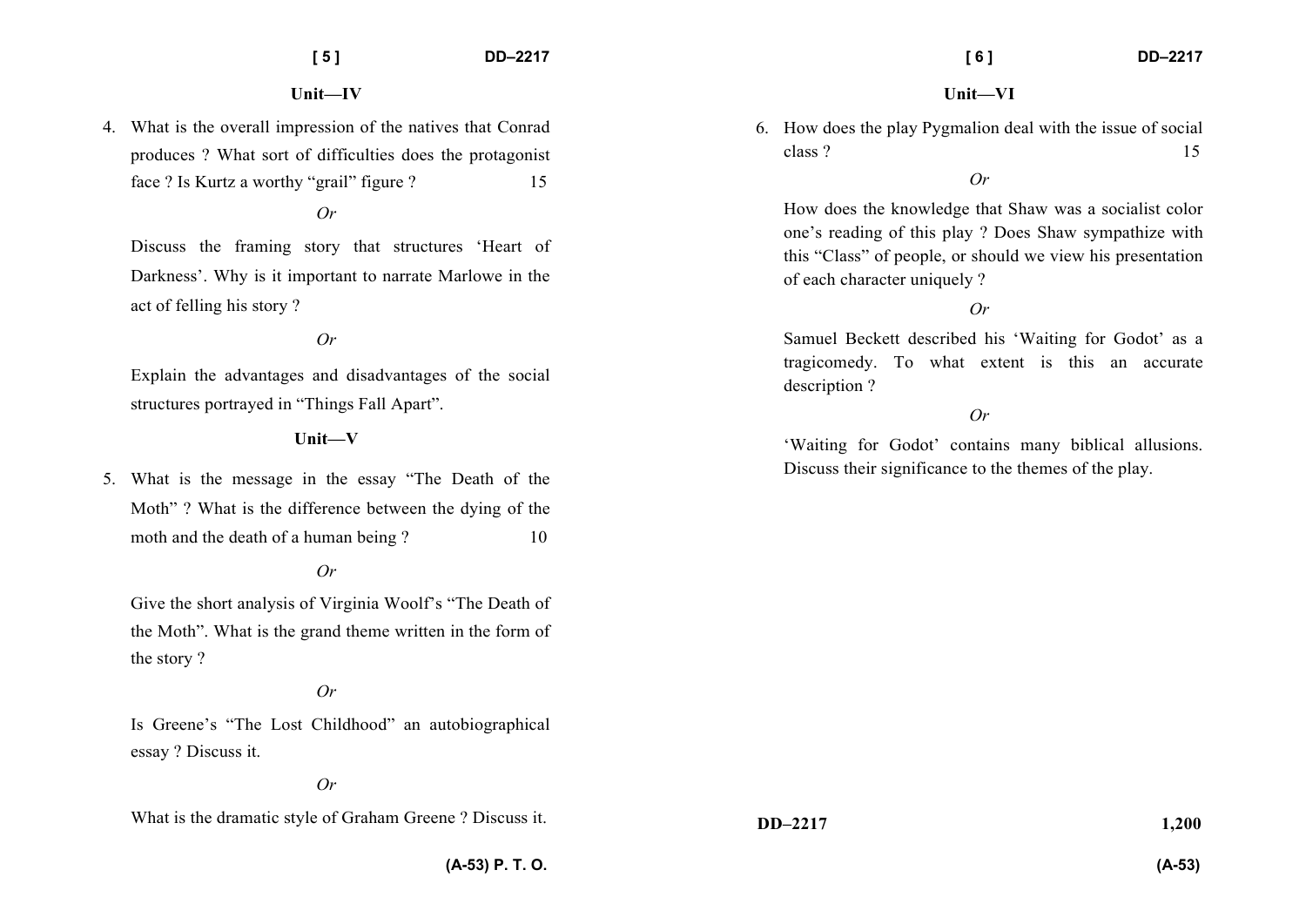## Unit—IV

4. What is the overall impression of the natives that Conrad produces ? What sort of difficulties does the protagonist face ? Is Kurtz a worthy "grail" figure ? 15

*Or*

Discuss the framing story that structures 'Heart of Darkness'. Why is it important to narrate Marlowe in the act of felling his story ?

*Or*

Explain the advantages and disadvantages of the social structures portrayed in "Things Fall Apart".

## Unit—V

5. What is the message in the essay "The Death of the Moth" ? What is the difference between the dying of the moth and the death of a human being ? 10

*Or*

Give the short analysis of Virginia Woolf's "The Death of the Moth". What is the grand theme written in the form of the story ?

*Or*

Is Greene's "The Lost Childhood" an autobiographical essay ? Discuss it.

*Or*

What is the dramatic style of Graham Greene ? Discuss it.

## Unit—VI

6. How does the play Pygmalion deal with the issue of social class ? 15

*Or*

How does the knowledge that Shaw was a socialist color one's reading of this play ? Does Shaw sympathize with this "Class" of people, or should we view his presentation of each character uniquely ?

*Or*

Samuel Beckett described his 'Waiting for Godot' as a tragicomedy. To what extent is this an accurate description ?

*Or*

'Waiting for Godot' contains many biblical allusions. Discuss their significance to the themes of the play.

DD–2217 1,200